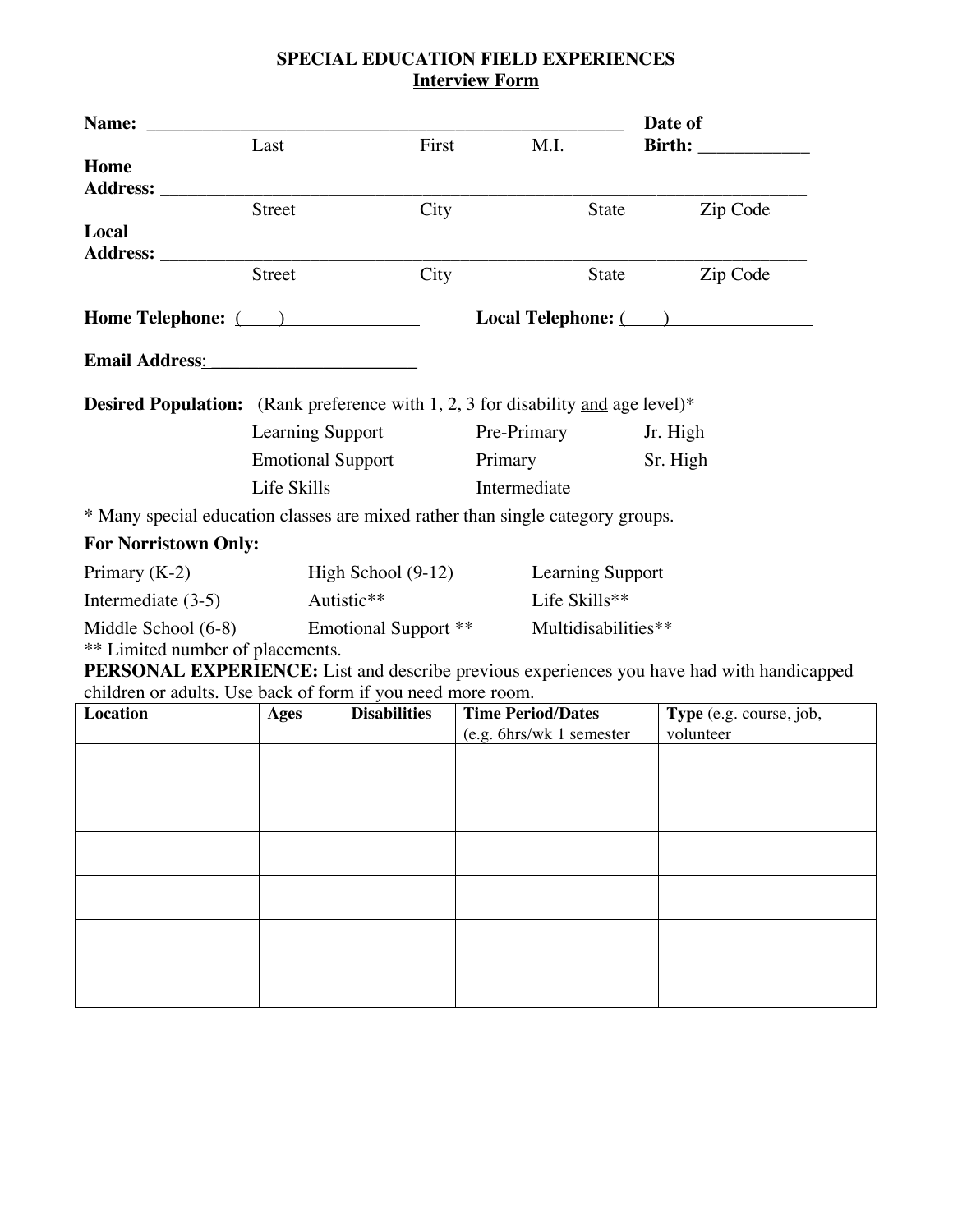# SPECIAL EDUCATION FIELD EXPERIENCES
## Interview Form

**Name:** ______________________________________________________ **Date of Birth:** ____________
Last First M.I.

**Home Address:** ______________________________________________________________________
Street City State Zip Code

**Local Address:** ______________________________________________________________________
Street City State Zip Code

**Home Telephone:** (____)_______________ **Local Telephone:** (____)________________

**Email Address**:_______________________

**Desired Population:** (Rank preference with 1, 2, 3 for disability and age level)*

| | | |
|---|---|---|
| Learning Support | Pre-Primary | Jr. High |
| Emotional Support | Primary | Sr. High |
| Life Skills | Intermediate | |

\* Many special education classes are mixed rather than single category groups.

**For Norristown Only:**

| | | |
|---|---|---|
| Primary (K-2) | High School (9-12) | Learning Support |
| Intermediate (3-5) | Autistic** | Life Skills** |
| Middle School (6-8) | Emotional Support ** | Multidisabilities** |

** Limited number of placements.

**PERSONAL EXPERIENCE:** List and describe previous experiences you have had with handicapped children or adults. Use back of form if you need more room.

| Location | Ages | Disabilities | Time Period/Dates (e.g. 6hrs/wk 1 semester | Type (e.g. course, job, volunteer |
|---|---|---|---|---|
| | | | | |
| | | | | |
| | | | | |
| | | | | |
| | | | | |
| | | | | |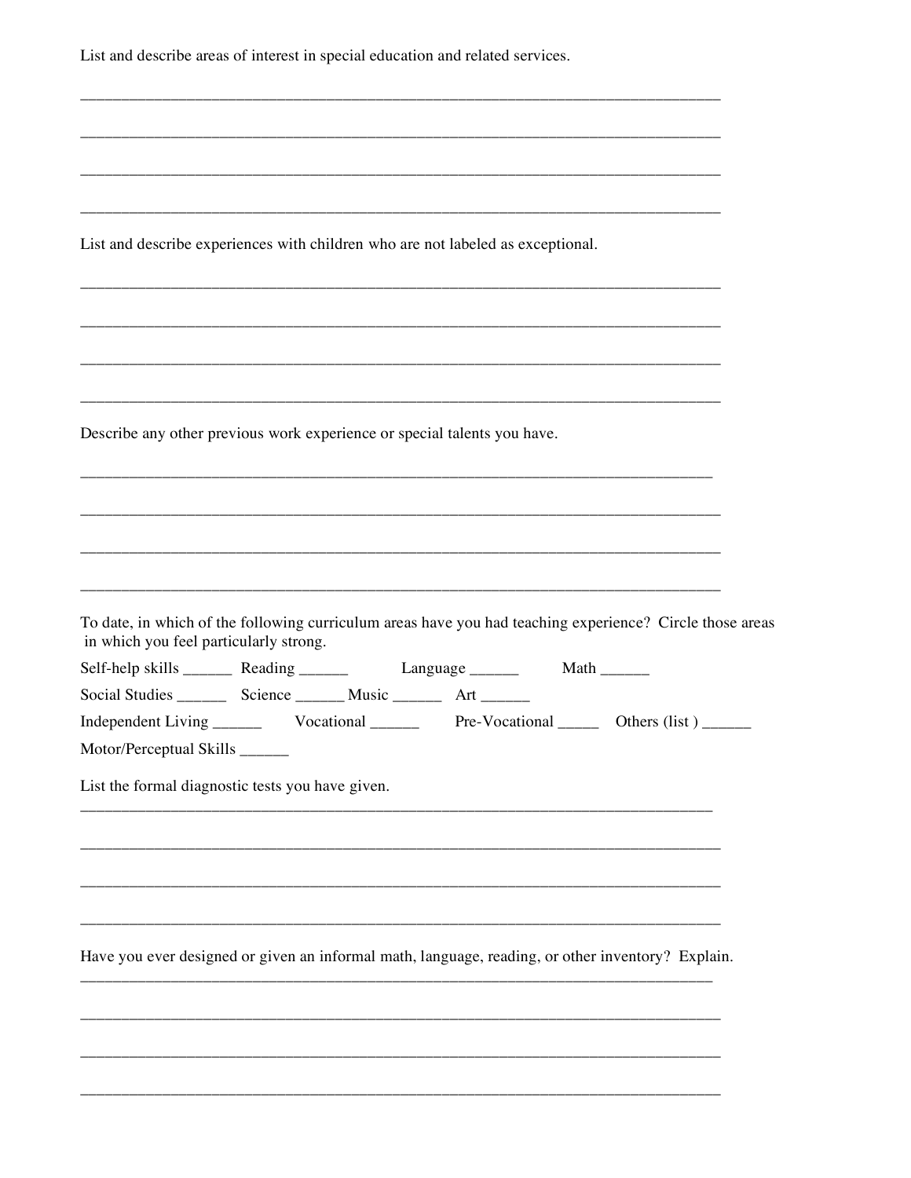List and describe areas of interest in special education and related services.

________________________________________________________________________________

________________________________________________________________________________

________________________________________________________________________________

________________________________________________________________________________

List and describe experiences with children who are not labeled as exceptional.

________________________________________________________________________________

________________________________________________________________________________

________________________________________________________________________________

________________________________________________________________________________

Describe any other previous work experience or special talents you have.

________________________________________________________________________________

________________________________________________________________________________

________________________________________________________________________________

________________________________________________________________________________

To date, in which of the following curriculum areas have you had teaching experience? Circle those areas in which you feel particularly strong.

Self-help skills ______ Reading ______ Language ______ Math ______

Social Studies ______ Science ______ Music ______ Art ______

Independent Living ______ Vocational ______ Pre-Vocational _____ Others (list ) ______

Motor/Perceptual Skills ______

List the formal diagnostic tests you have given.

________________________________________________________________________________

________________________________________________________________________________

________________________________________________________________________________

________________________________________________________________________________

Have you ever designed or given an informal math, language, reading, or other inventory? Explain.

________________________________________________________________________________

________________________________________________________________________________

________________________________________________________________________________

________________________________________________________________________________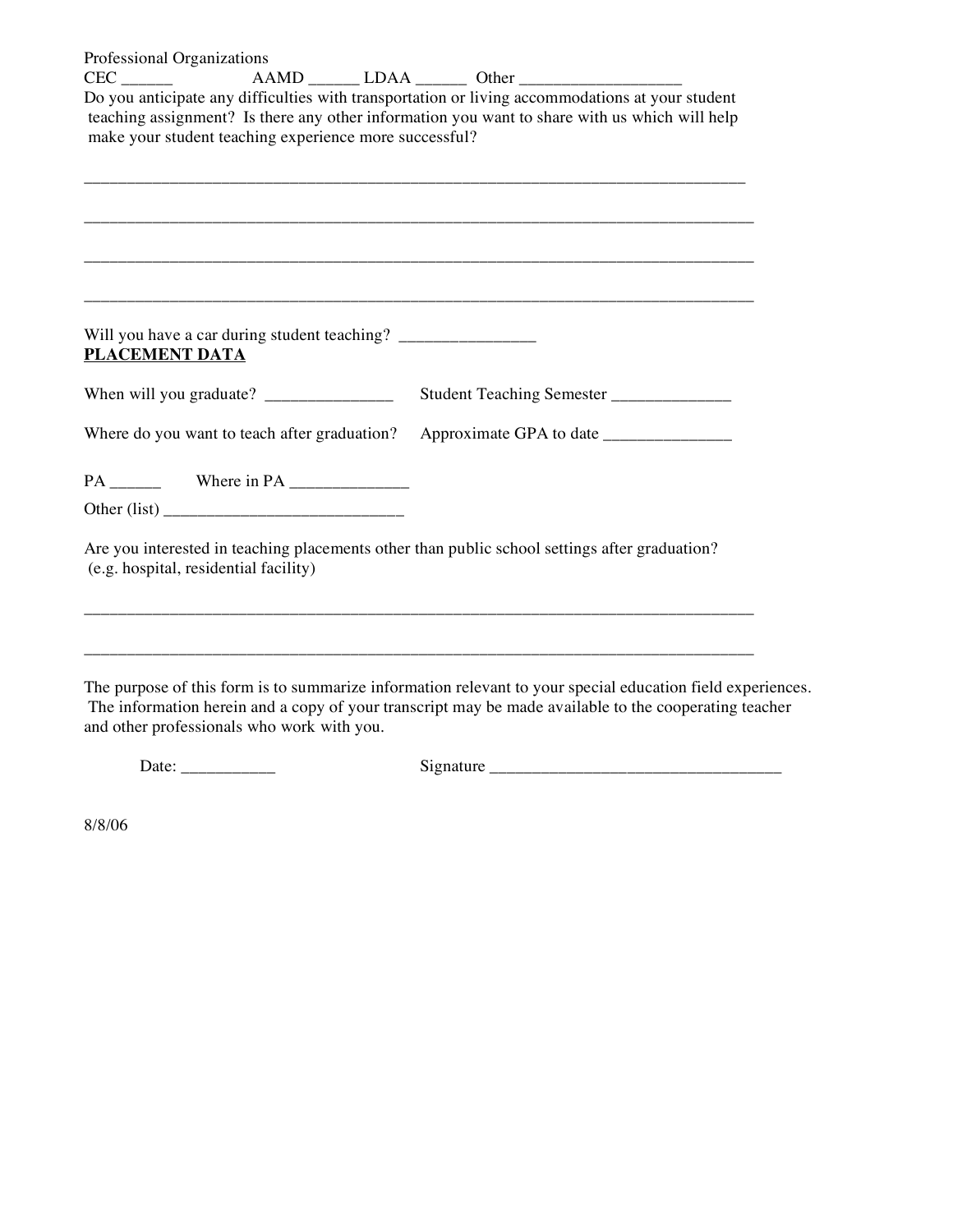Professional Organizations

CEC ______ AAMD ______ LDAA ______ Other ___________________

Do you anticipate any difficulties with transportation or living accommodations at your student teaching assignment? Is there any other information you want to share with us which will help make your student teaching experience more successful?

_________________________________________________________________________________

_________________________________________________________________________________

_________________________________________________________________________________

_________________________________________________________________________________

Will you have a car during student teaching? ________________

**PLACEMENT DATA**

When will you graduate? _______________ Student Teaching Semester ______________

Where do you want to teach after graduation? Approximate GPA to date _______________

PA ______ Where in PA ______________

Other (list) ____________________________

Are you interested in teaching placements other than public school settings after graduation? (e.g. hospital, residential facility)

_________________________________________________________________________________

_________________________________________________________________________________

The purpose of this form is to summarize information relevant to your special education field experiences. The information herein and a copy of your transcript may be made available to the cooperating teacher and other professionals who work with you.

Date: ___________ Signature ___________________________________

8/8/06